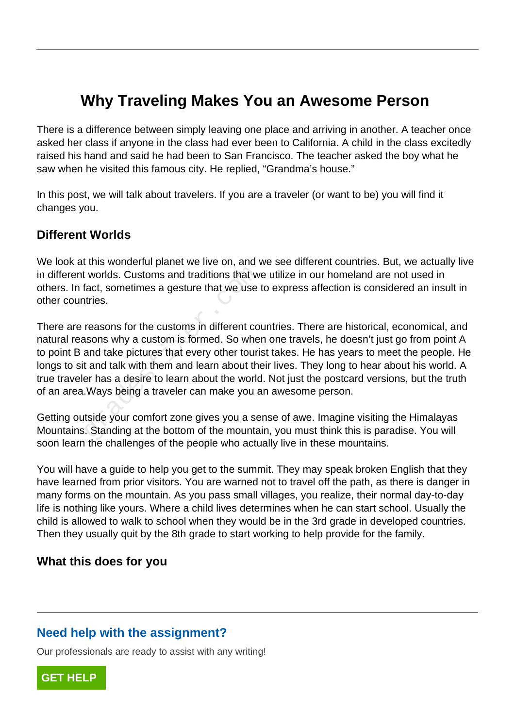# Why Traveling Makes You an Awesome Person

There is a difference between simply leaving one place and arriving in another. A teacher once asked her class if anyone in the class had ever been to California. A child in the class excitedly raised his hand and said he had been to San Francisco. The teacher asked the boy what he saw when he visited this famous city. He replied, "Grandma's house."

In this post, we will talk about travelers. If you are a traveler (or want to be) you will find it changes you.

## Different Worlds

We look at this wonderful planet we live on, and we see different countries. But, we actually live in different worlds. Customs and traditions that we utilize in our homeland are not used in others. In fact, sometimes a gesture that we use to express affection is considered an insult in other countries.

There are reasons for the customs in different countries. There are historical, economical, and natural reasons why a custom is formed. So when one travels, he doesn't just go from point A to point B and take pictures that every other tourist takes. He has years to meet the people. He longs to sit and talk with them and learn about their lives. They long to hear about his world. A true traveler has a desire to learn about the world. Not just the postcard versions, but the truth of an area.Ways being a traveler can make you an awesome person.

Getting outside your comfort zone gives you a sense of awe. Imagine visiting the Himalayas Mountains. Standing at the bottom of the mountain, you must think this is paradise. You will soon learn the challenges of the people who actually live in these mountains.

You will have a guide to help you get to the summit. They may speak broken English that they have learned from prior visitors. You are warned not to travel off the path, as there is danger in many forms on the mountain. As you pass small villages, you realize, their normal day-to-day life is nothing like yours. Where a child lives determines when he can start school. Usually the child is allowed to walk to school when they would be in the 3rd grade in developed countries. Then they usually quit by the 8th grade to start working to help provide for the family.

## What this does for you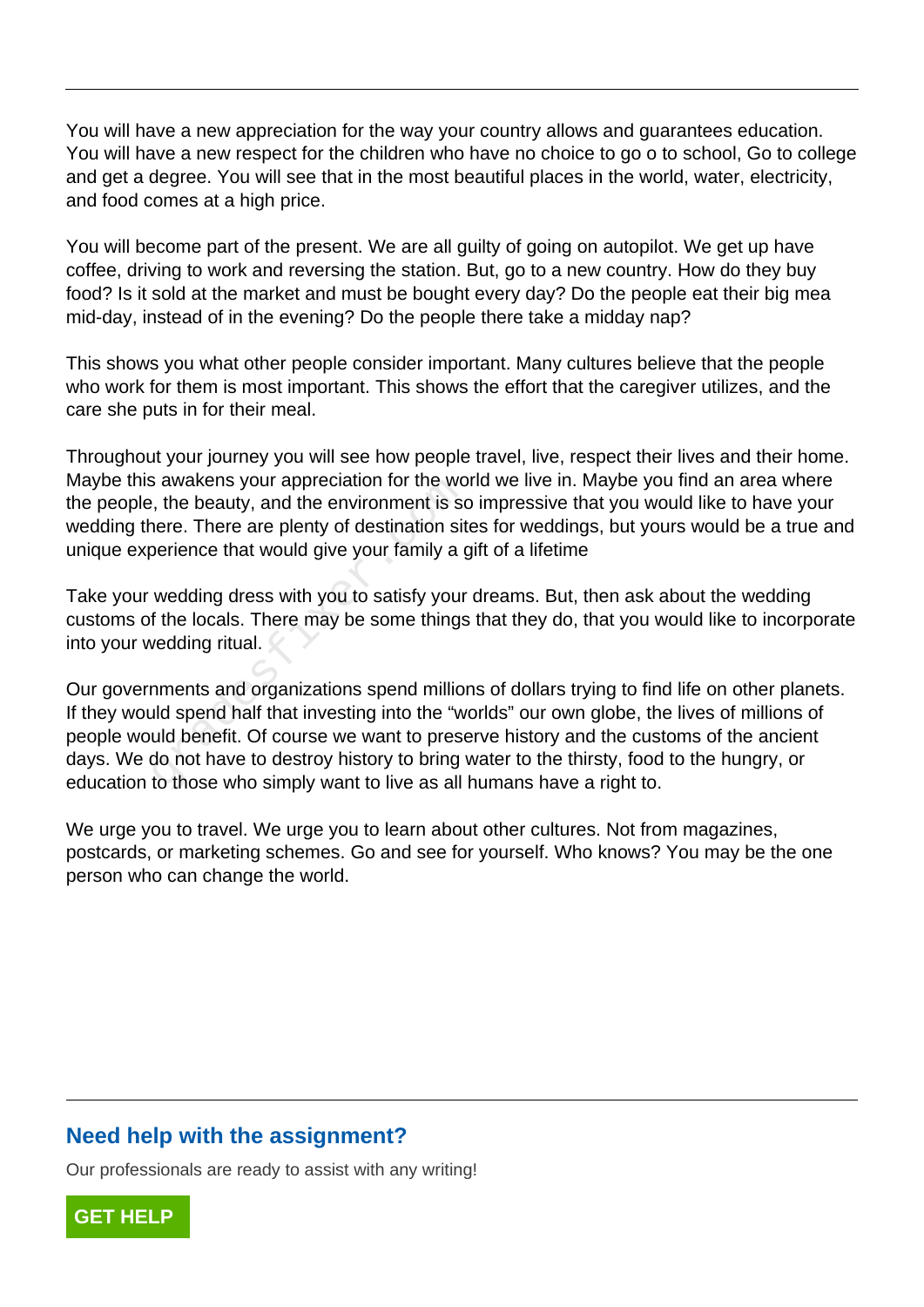You will have a new appreciation for the way your country allows and guarantees education. You will have a new respect for the children who have no choice to go o to school, Go to college and get a degree. You will see that in the most beautiful places in the world, water, electricity, and food comes at a high price.

You will become part of the present. We are all guilty of going on autopilot. We get up have coffee, driving to work and reversing the station. But, go to a new country. How do they buy food? Is it sold at the market and must be bought every day? Do the people eat their big mea mid-day, instead of in the evening? Do the people there take a midday nap?

This shows you what other people consider important. Many cultures believe that the people who work for them is most important. This shows the effort that the caregiver utilizes, and the care she puts in for their meal.

Throughout your journey you will see how people travel, live, respect their lives and their home. Maybe this awakens your appreciation for the world we live in. Maybe you find an area where the people, the beauty, and the environment is so impressive that you would like to have your wedding there. There are plenty of destination sites for weddings, but yours would be a true and unique experience that would give your family a gift of a lifetime

Take your wedding dress with you to satisfy your dreams. But, then ask about the wedding customs of the locals. There may be some things that they do, that you would like to incorporate into your wedding ritual.

Our governments and organizations spend millions of dollars trying to find life on other planets. If they would spend half that investing into the "worlds" our own globe, the lives of millions of people would benefit. Of course we want to preserve history and the customs of the ancient days. We do not have to destroy history to bring water to the thirsty, food to the hungry, or education to those who simply want to live as all humans have a right to.

We urge you to travel. We urge you to learn about other cultures. Not from magazines, postcards, or marketing schemes. Go and see for yourself. Who knows? You may be the one person who can change the world.

## Need help with the assignment?

Our professionals are ready to assist with any writing!

GET HELP